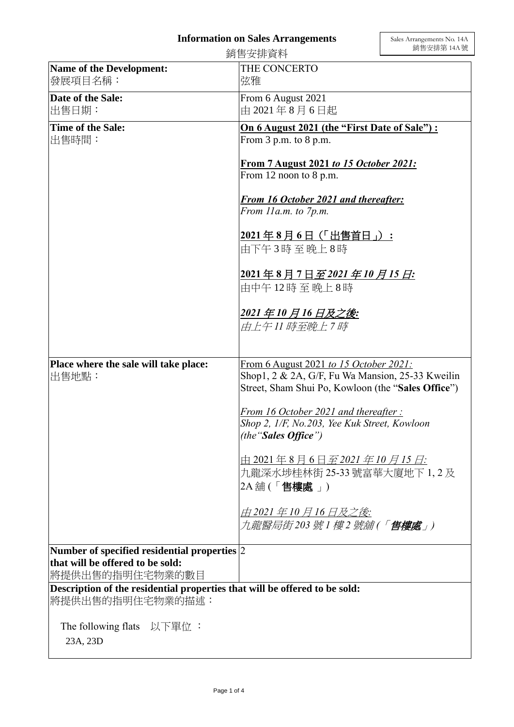# Information on Sales Arrangements

銷售安排資料

Sales Arrangements No. 14A
銷售安排第 14A 號

| | |
|---|---|
| **Name of the Development:**<br>發展項目名稱： | THE CONCERTO<br>弦雅 |
| **Date of the Sale:**<br>出售日期： | From 6 August 2021<br>由 2021 年 8 月 6 日起 |
| **Time of the Sale:**<br>出售時間： | **On 6 August 2021 (the "First Date of Sale") :**<br>From 3 p.m. to 8 p.m.<br><br>**From 7 August 2021** ***to 15 October 2021:***<br>From 12 noon to 8 p.m.<br><br>***From 16 October 2021 and thereafter:***<br>*From 11a.m. to 7p.m.*<br><br>**2021 年 8 月 6 日（「出售首日」）：**<br>由下午 3 時 至 晚上 8 時<br><br>**2021 年 8 月 7 日*至 2021 年 10 月 15 日:***<br>由中午 12 時 至 晚上 8 時<br><br>***2021 年 10 月 16 日及之後:***<br>*由上午 11 時至晚上 7 時* |
| **Place where the sale will take place:**<br>出售地點： | From 6 August 2021 *to 15 October 2021:*<br>Shop1, 2 & 2A, G/F, Fu Wa Mansion, 25-33 Kweilin Street, Sham Shui Po, Kowloon (the "**Sales Office**")<br><br>*From 16 October 2021 and thereafter :*<br>*Shop 2, 1/F, No.203, Yee Kuk Street, Kowloon (the"**Sales Office**")*<br><br>由 2021 年 8 月 6 日*至 2021 年 10 月 15 日:*<br>九龍深水埗桂林街 25-33 號富華大廈地下 1, 2 及 2A 舖 (「**售樓處**」)<br><br>*由 2021 年 10 月 16 日及之後:*<br>*九龍醫局街 203 號 1 樓 2 號舖 (「**售樓處**」)* |
| **Number of specified residential properties that will be offered to be sold:**<br>將提供出售的指明住宅物業的數目 | 2 |

**Description of the residential properties that will be offered to be sold:**
將提供出售的指明住宅物業的描述：

The following flats 以下單位 ：

23A, 23D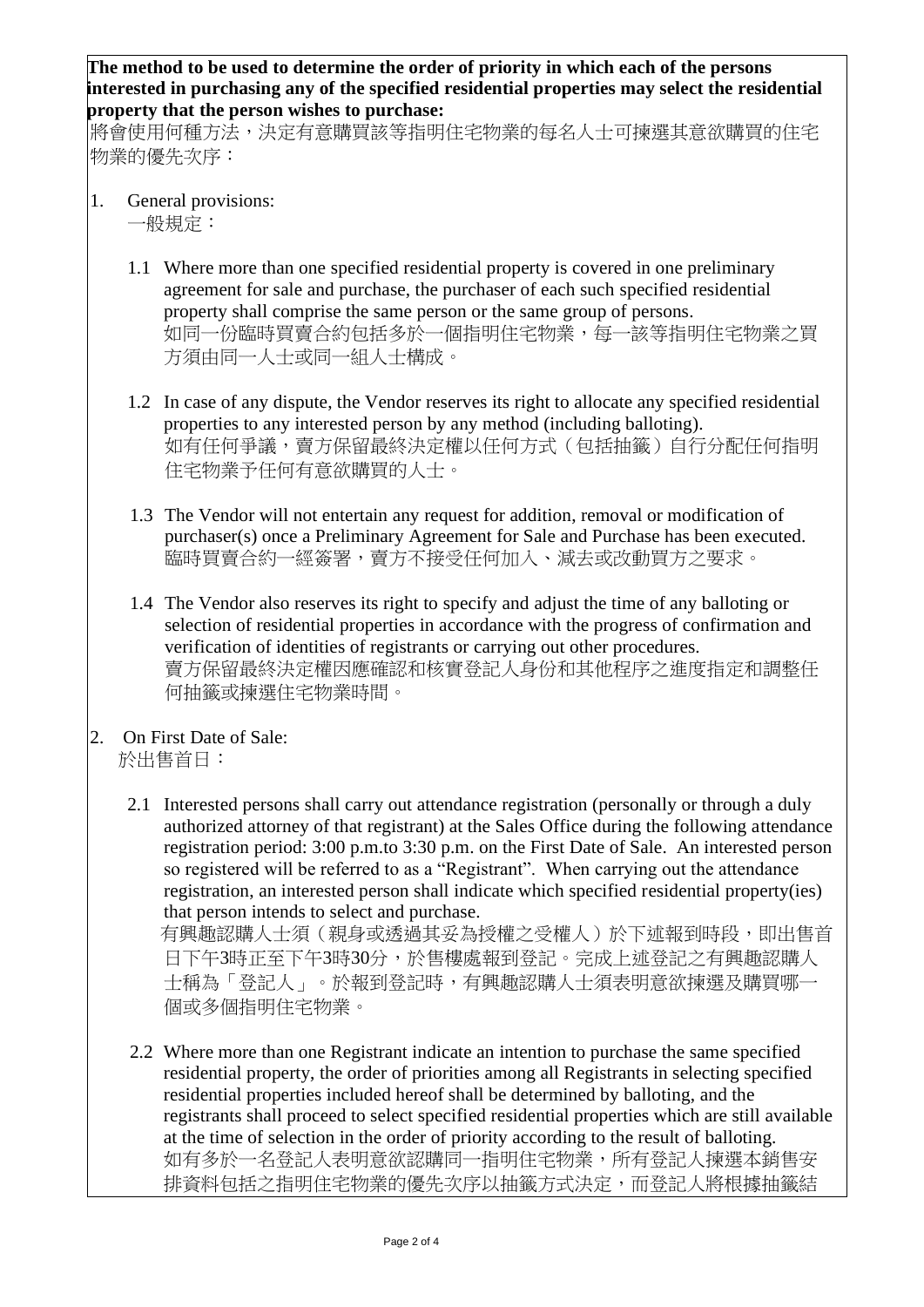**The method to be used to determine the order of priority in which each of the persons interested in purchasing any of the specified residential properties may select the residential property that the person wishes to purchase:**

將會使用何種方法，決定有意購買該等指明住宅物業的每名人士可揀選其意欲購買的住宅物業的優先次序：

1. General provisions:
   一般規定：

   1.1 Where more than one specified residential property is covered in one preliminary agreement for sale and purchase, the purchaser of each such specified residential property shall comprise the same person or the same group of persons.
   如同一份臨時買賣合約包括多於一個指明住宅物業，每一該等指明住宅物業之買方須由同一人士或同一組人士構成。

   1.2 In case of any dispute, the Vendor reserves its right to allocate any specified residential properties to any interested person by any method (including balloting).
   如有任何爭議，賣方保留最終決定權以任何方式（包括抽籤）自行分配任何指明住宅物業予任何有意欲購買的人士。

   1.3 The Vendor will not entertain any request for addition, removal or modification of purchaser(s) once a Preliminary Agreement for Sale and Purchase has been executed.
   臨時買賣合約一經簽署，賣方不接受任何加入、減去或改動買方之要求。

   1.4 The Vendor also reserves its right to specify and adjust the time of any balloting or selection of residential properties in accordance with the progress of confirmation and verification of identities of registrants or carrying out other procedures.
   賣方保留最終決定權因應確認和核實登記人身份和其他程序之進度指定和調整任何抽籤或揀選住宅物業時間。

2. On First Date of Sale:
   於出售首日：

   2.1 Interested persons shall carry out attendance registration (personally or through a duly authorized attorney of that registrant) at the Sales Office during the following attendance registration period: 3:00 p.m.to 3:30 p.m. on the First Date of Sale. An interested person so registered will be referred to as a "Registrant". When carrying out the attendance registration, an interested person shall indicate which specified residential property(ies) that person intends to select and purchase.
   有興趣認購人士須（親身或透過其妥為授權之受權人）於下述報到時段，即出售首日下午3時正至下午3時30分，於售樓處報到登記。完成上述登記之有興趣認購人士稱為「登記人」。於報到登記時，有興趣認購人士須表明意欲揀選及購買哪一個或多個指明住宅物業。

   2.2 Where more than one Registrant indicate an intention to purchase the same specified residential property, the order of priorities among all Registrants in selecting specified residential properties included hereof shall be determined by balloting, and the registrants shall proceed to select specified residential properties which are still available at the time of selection in the order of priority according to the result of balloting.
   如有多於一名登記人表明意欲認購同一指明住宅物業，所有登記人揀選本銷售安排資料包括之指明住宅物業的優先次序以抽籤方式決定，而登記人將根據抽籤結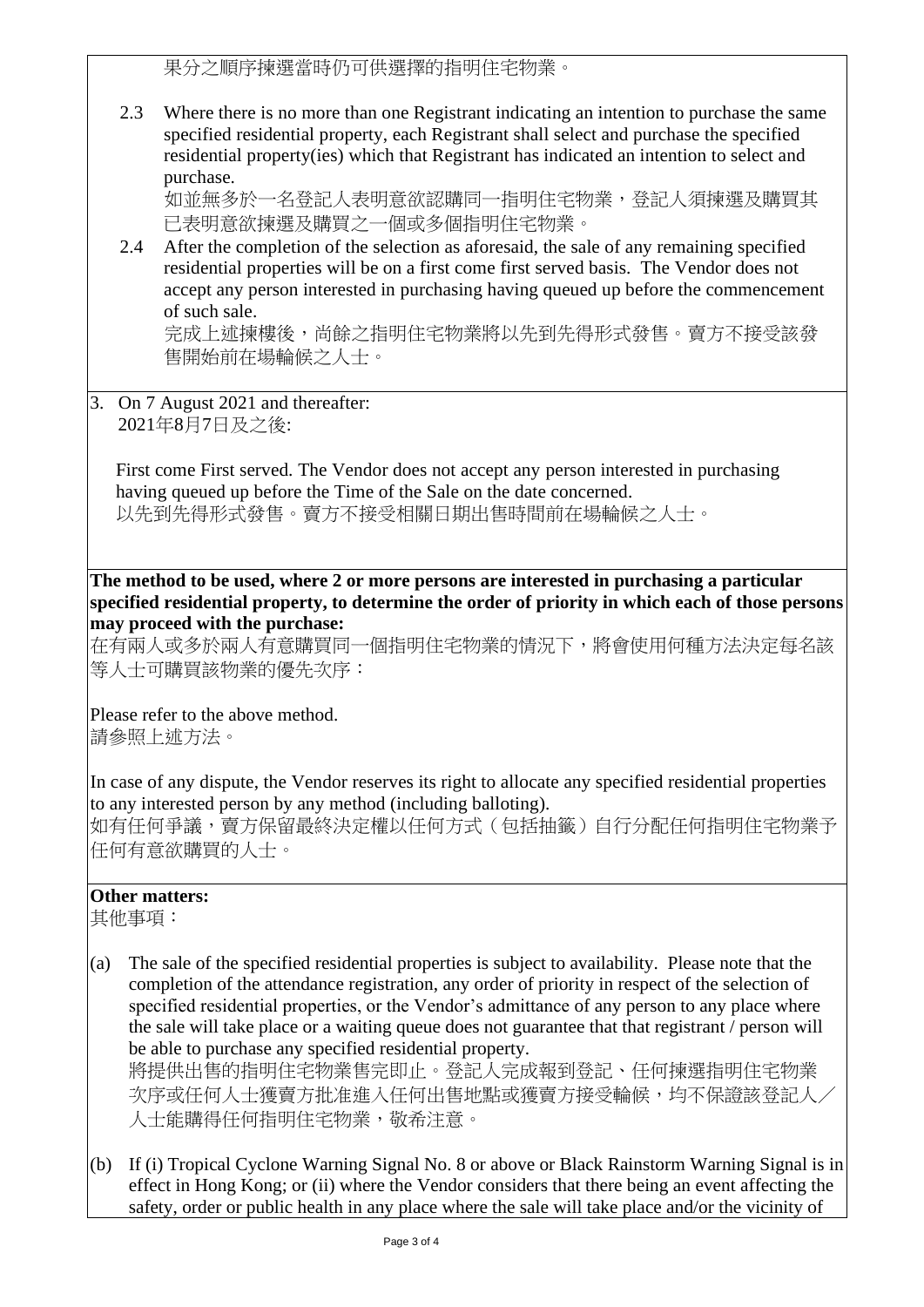果分之順序揀選當時仍可供選擇的指明住宅物業。

2.3 Where there is no more than one Registrant indicating an intention to purchase the same specified residential property, each Registrant shall select and purchase the specified residential property(ies) which that Registrant has indicated an intention to select and purchase.
如並無多於一名登記人表明意欲認購同一指明住宅物業，登記人須揀選及購買其已表明意欲揀選及購買之一個或多個指明住宅物業。

2.4 After the completion of the selection as aforesaid, the sale of any remaining specified residential properties will be on a first come first served basis. The Vendor does not accept any person interested in purchasing having queued up before the commencement of such sale.
完成上述揀樓後，尚餘之指明住宅物業將以先到先得形式發售。賣方不接受該發售開始前在場輪候之人士。

3. On 7 August 2021 and thereafter:
2021年8月7日及之後:

First come First served. The Vendor does not accept any person interested in purchasing having queued up before the Time of the Sale on the date concerned.
以先到先得形式發售。賣方不接受相關日期出售時間前在場輪候之人士。

**The method to be used, where 2 or more persons are interested in purchasing a particular specified residential property, to determine the order of priority in which each of those persons may proceed with the purchase:**
在有兩人或多於兩人有意購買同一個指明住宅物業的情況下，將會使用何種方法決定每名該等人士可購買該物業的優先次序：

Please refer to the above method.
請參照上述方法。

In case of any dispute, the Vendor reserves its right to allocate any specified residential properties to any interested person by any method (including balloting).
如有任何爭議，賣方保留最終決定權以任何方式（包括抽籤）自行分配任何指明住宅物業予任何有意欲購買的人士。

**Other matters:**
其他事項：

(a) The sale of the specified residential properties is subject to availability. Please note that the completion of the attendance registration, any order of priority in respect of the selection of specified residential properties, or the Vendor's admittance of any person to any place where the sale will take place or a waiting queue does not guarantee that that registrant / person will be able to purchase any specified residential property.
將提供出售的指明住宅物業售完即止。登記人完成報到登記、任何揀選指明住宅物業次序或任何人士獲賣方批准進入任何出售地點或獲賣方接受輪候，均不保證該登記人／人士能購得任何指明住宅物業，敬希注意。

(b) If (i) Tropical Cyclone Warning Signal No. 8 or above or Black Rainstorm Warning Signal is in effect in Hong Kong; or (ii) where the Vendor considers that there being an event affecting the safety, order or public health in any place where the sale will take place and/or the vicinity of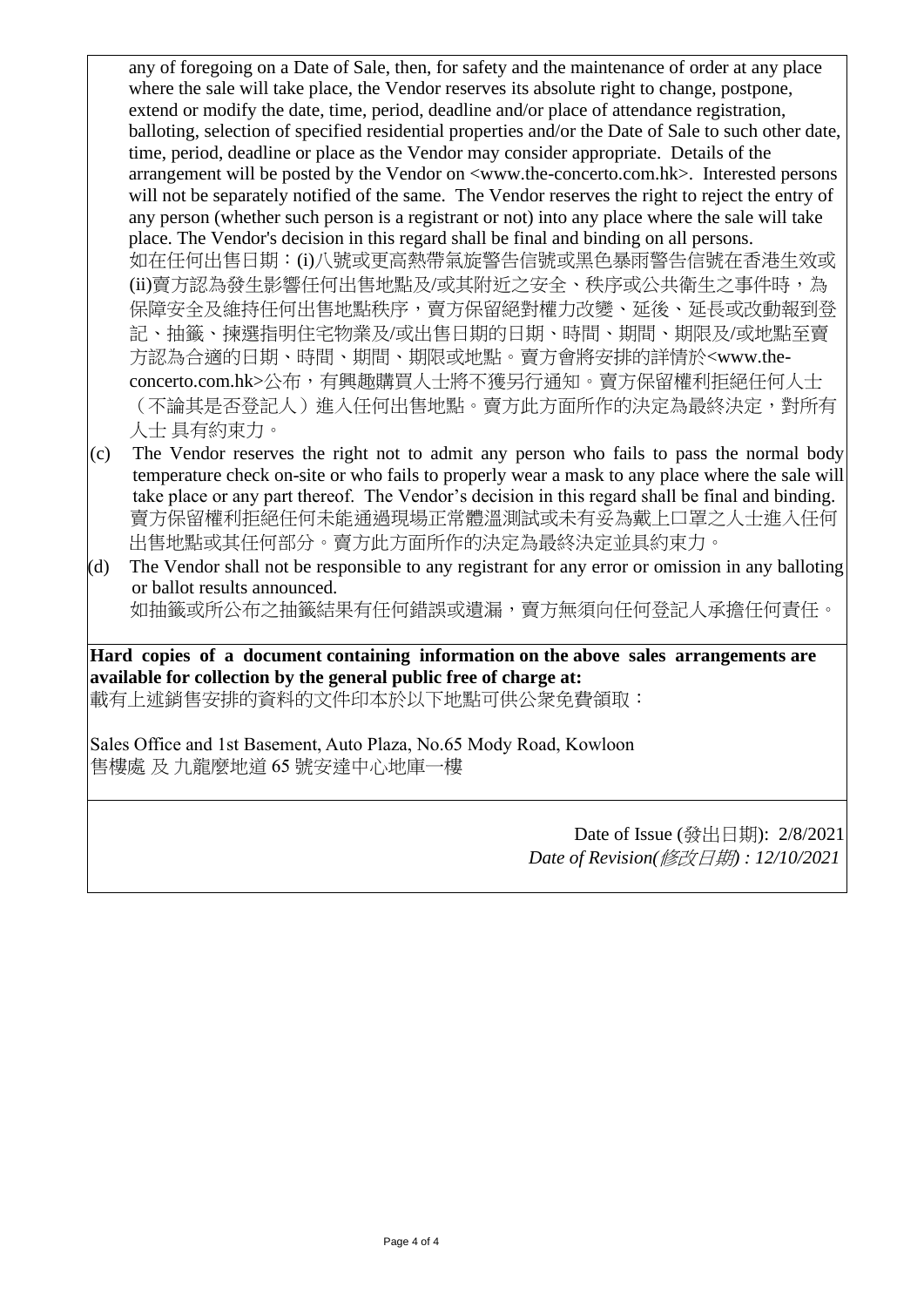any of foregoing on a Date of Sale, then, for safety and the maintenance of order at any place where the sale will take place, the Vendor reserves its absolute right to change, postpone, extend or modify the date, time, period, deadline and/or place of attendance registration, balloting, selection of specified residential properties and/or the Date of Sale to such other date, time, period, deadline or place as the Vendor may consider appropriate. Details of the arrangement will be posted by the Vendor on <www.the-concerto.com.hk>. Interested persons will not be separately notified of the same. The Vendor reserves the right to reject the entry of any person (whether such person is a registrant or not) into any place where the sale will take place. The Vendor's decision in this regard shall be final and binding on all persons.

如在任何出售日期：(i)八號或更高熱帶氣旋警告信號或黑色暴雨警告信號在香港生效或(ii)賣方認為發生影響任何出售地點及/或其附近之安全、秩序或公共衛生之事件時，為保障安全及維持任何出售地點秩序，賣方保留絕對權力改變、延後、延長或改動報到登記、抽籤、揀選指明住宅物業及/或出售日期的日期、時間、期間、期限及/或地點至賣方認為合適的日期、時間、期間、期限或地點。賣方會將安排的詳情於<www.the-concerto.com.hk>公布，有興趣購買人士將不獲另行通知。賣方保留權利拒絕任何人士（不論其是否登記人）進入任何出售地點。賣方此方面所作的決定為最終決定，對所有人士 具有約束力。

(c) The Vendor reserves the right not to admit any person who fails to pass the normal body temperature check on-site or who fails to properly wear a mask to any place where the sale will take place or any part thereof. The Vendor's decision in this regard shall be final and binding.
賣方保留權利拒絕任何未能通過現場正常體溫測試或未有妥為戴上口罩之人士進入任何出售地點或其任何部分。賣方此方面所作的決定為最終決定並具約束力。

(d) The Vendor shall not be responsible to any registrant for any error or omission in any balloting or ballot results announced.
如抽籤或所公布之抽籤結果有任何錯誤或遺漏，賣方無須向任何登記人承擔任何責任。

**Hard copies of a document containing information on the above sales arrangements are available for collection by the general public free of charge at:**
載有上述銷售安排的資料的文件印本於以下地點可供公眾免費領取：

Sales Office and 1st Basement, Auto Plaza, No.65 Mody Road, Kowloon
售樓處 及 九龍麼地道 65 號安達中心地庫一樓

Date of Issue (發出日期): 2/8/2021
*Date of Revision(修改日期) : 12/10/2021*